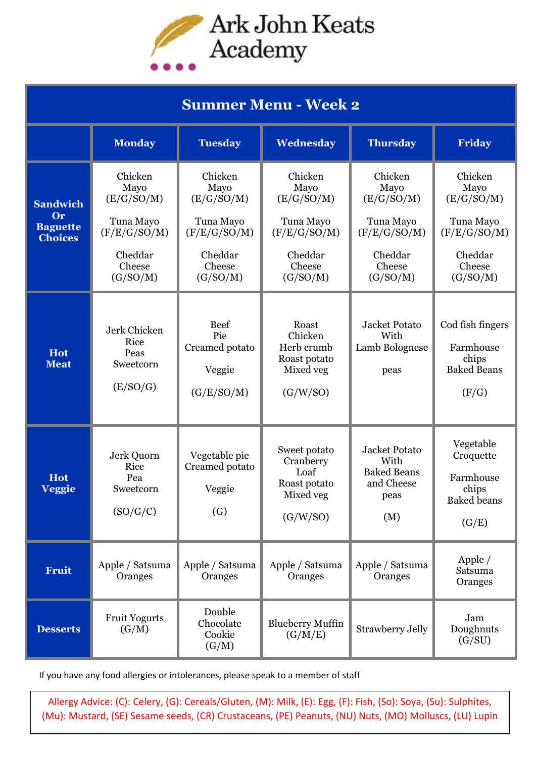# Ark John Keats Academy

## Summer Menu - Week 2

| | Monday | Tuesday | Wednesday | Thursday | Friday |
|---|---|---|---|---|---|
| **Sandwich Or Baguette Choices** | Chicken Mayo (E/G/SO/M)<br><br>Tuna Mayo (F/E/G/SO/M)<br><br>Cheddar Cheese (G/SO/M) | Chicken Mayo (E/G/SO/M)<br><br>Tuna Mayo (F/E/G/SO/M)<br><br>Cheddar Cheese (G/SO/M) | Chicken Mayo (E/G/SO/M)<br><br>Tuna Mayo (F/E/G/SO/M)<br><br>Cheddar Cheese (G/SO/M) | Chicken Mayo (E/G/SO/M)<br><br>Tuna Mayo (F/E/G/SO/M)<br><br>Cheddar Cheese (G/SO/M) | Chicken Mayo (E/G/SO/M)<br><br>Tuna Mayo (F/E/G/SO/M)<br><br>Cheddar Cheese (G/SO/M) |
| **Hot Meat** | Jerk Chicken<br>Rice<br>Peas<br>Sweetcorn<br><br>(E/SO/G) | Beef<br>Pie<br>Creamed potato<br><br>Veggie<br><br>(G/E/SO/M) | Roast Chicken<br>Herb crumb<br>Roast potato<br>Mixed veg<br><br>(G/W/SO) | Jacket Potato With Lamb Bolognese<br><br>peas | Cod fish fingers<br><br>Farmhouse chips<br>Baked Beans<br><br>(F/G) |
| **Hot Veggie** | Jerk Quorn<br>Rice<br>Pea<br>Sweetcorn<br><br>(SO/G/C) | Vegetable pie<br>Creamed potato<br><br>Veggie<br><br>(G) | Sweet potato Cranberry Loaf<br>Roast potato<br>Mixed veg<br><br>(G/W/SO) | Jacket Potato With Baked Beans and Cheese<br>peas<br><br>(M) | Vegetable Croquette<br><br>Farmhouse chips<br>Baked beans<br><br>(G/E) |
| **Fruit** | Apple / Satsuma<br>Oranges | Apple / Satsuma<br>Oranges | Apple / Satsuma<br>Oranges | Apple / Satsuma<br>Oranges | Apple / Satsuma<br>Oranges |
| **Desserts** | Fruit Yogurts (G/M) | Double Chocolate Cookie (G/M) | Blueberry Muffin (G/M/E) | Strawberry Jelly | Jam Doughnuts (G/SU) |

If you have any food allergies or intolerances, please speak to a member of staff

Allergy Advice: (C): Celery, (G): Cereals/Gluten, (M): Milk, (E): Egg, (F): Fish, (So): Soya, (Su): Sulphites, (Mu): Mustard, (SE) Sesame seeds, (CR) Crustaceans, (PE) Peanuts, (NU) Nuts, (MO) Molluscs, (LU) Lupin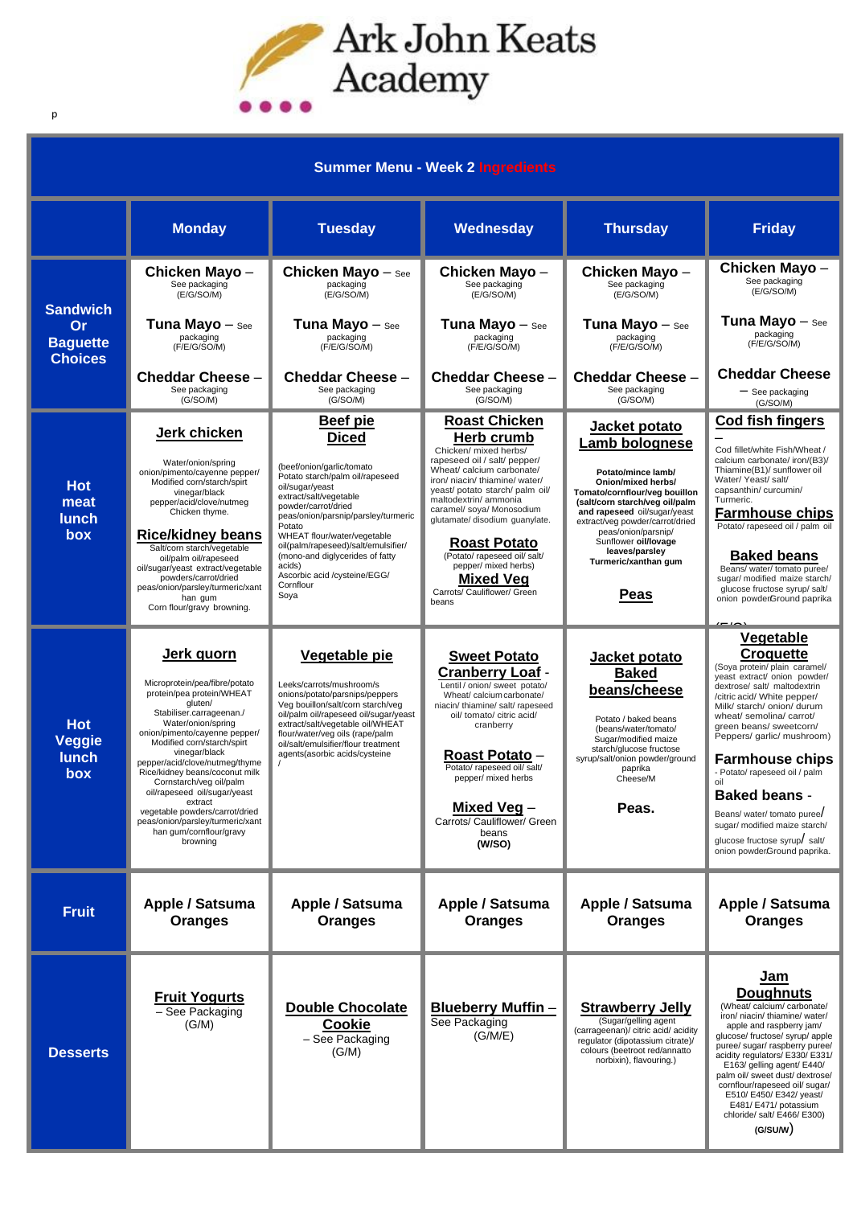# Ark John Keats Academy

p

**Summer Menu - Week 2 Ingredients**

| | Monday | Tuesday | Wednesday | Thursday | Friday |
|---|---|---|---|---|---|
| **Sandwich Or Baguette Choices** | **Chicken Mayo** – See packaging (E/G/SO/M)<br><br>**Tuna Mayo** – See packaging (F/E/G/SO/M)<br><br>**Cheddar Cheese** – See packaging (G/SO/M) | **Chicken Mayo** – See packaging (E/G/SO/M)<br><br>**Tuna Mayo** – See packaging (F/E/G/SO/M)<br><br>**Cheddar Cheese** – See packaging (G/SO/M) | **Chicken Mayo** – See packaging (E/G/SO/M)<br><br>**Tuna Mayo** – See packaging (F/E/G/SO/M)<br><br>**Cheddar Cheese** – See packaging (G/SO/M) | **Chicken Mayo** – See packaging (E/G/SO/M)<br><br>**Tuna Mayo** – See packaging (F/E/G/SO/M)<br><br>**Cheddar Cheese** – See packaging (G/SO/M) | **Chicken Mayo** – See packaging (E/G/SO/M)<br><br>**Tuna Mayo** – See packaging (F/E/G/SO/M)<br><br>**Cheddar Cheese** – See packaging (G/SO/M) |
| **Hot meat lunch box** | **Jerk chicken**<br>Water/onion/spring onion/pimento/cayenne pepper/ Modified corn/starch/spirt vinegar/black pepper/acid/clove/nutmeg Chicken thyme.<br><br>**Rice/kidney beans**<br>Salt/corn starch/vegetable oil/palm oil/rapeseed oil/sugar/yeast extract/vegetable powders/carrot/dried peas/onion/parsley/turmeric/xant han gum Corn flour/gravy browning. | **Beef pie Diced**<br>(beef/onion/garlic/tomato Potato starch/palm oil/rapeseed oil/sugar/yeast extract/salt/vegetable powder/carrot/dried peas/onion/parsnip/parsley/turmeric Potato WHEAT flour/water/vegetable oil(palm/rapeseed)/salt/emulsifier/(mono-and diglycerides of fatty acids) Ascorbic acid /cysteine/EGG/ Cornflour Soya | **Roast Chicken Herb crumb**<br>Chicken/ mixed herbs/ rapeseed oil / salt/ pepper/ Wheat/ calcium carbonate/ iron/ niacin/ thiamine/ water/ yeast/ potato starch/ palm oil/ maltodextrin/ ammonia caramel/ soya/ Monosodium glutamate/ disodium guanylate.<br><br>**Roast Potato**<br>(Potato/ rapeseed oil/ salt/ pepper/ mixed herbs)<br><br>**Mixed Veg**<br>Carrots/ Cauliflower/ Green beans | **Jacket potato Lamb bolognese**<br>**Potato/mince lamb/ Onion/mixed herbs/ Tomato/cornflour/veg bouillon (salt/corn starch/veg oil/palm and rapeseed** oil/sugar/yeast extract/veg powder/carrot/dried peas/onion/parsnip/ Sunflower **oil/lovage leaves/parsley Turmeric/xanthan gum**<br><br>**Peas** | **Cod fish fingers** –<br>Cod fillet/white Fish/Wheat / calcium carbonate/ iron/(B3)/ Thiamine(B1)/ sunflower oil Water/ Yeast/ salt/ capsanthin/ curcumin/ Turmeric.<br><br>**Farmhouse chips**<br>Potato/ rapeseed oil / palm oil<br><br>**Baked beans**<br>Beans/ water/ tomato puree/ sugar/ modified maize starch/ glucose fructose syrup/ salt/ onion powderGround paprika<br>(F/G) |
| **Hot Veggie lunch box** | **Jerk quorn**<br>Microprotein/pea/fibre/potato protein/pea protein/WHEAT gluten/ Stabiliser.carrageenan./ Water/onion/spring onion/pimento/cayenne pepper/ Modified corn/starch/spirt vinegar/black pepper/acid/clove/nutmeg/thyme Rice/kidney beans/coconut milk Cornstarch/veg oil/palm oil/rapeseed oil/sugar/yeast extract vegetable powders/carrot/dried peas/onion/parsley/turmeric/xant han gum/cornflour/gravy browning | **Vegetable pie**<br>Leeks/carrots/mushroom/s onions/potato/parsnips/peppers Veg bouillon/salt/corn starch/veg oil/palm oil/rapeseed oil/sugar/yeast extract/salt/vegetable oil/WHEAT flour/water/veg oils (rape/palm oil/salt/emulsifier/flour treatment agents(asorbic acids/cysteine / | **Sweet Potato Cranberry Loaf** -<br>Lentil / onion/ sweet potato/ Wheat/ calcium carbonate/ niacin/ thiamine/ salt/ rapeseed oil/ tomato/ citric acid/ cranberry<br><br>**Roast Potato** –<br>Potato/ rapeseed oil/ salt/ pepper/ mixed herbs<br><br>**Mixed Veg** –<br>Carrots/ Cauliflower/ Green beans<br>**(W/SO)** | **Jacket potato Baked beans/cheese**<br>Potato / baked beans (beans/water/tomato/ Sugar/modified maize starch/glucose fructose syrup/salt/onion powder/ground paprika Cheese/M<br><br>**Peas.** | **Vegetable Croquette**<br>(Soya protein/ plain caramel/ yeast extract/ onion powder/ dextrose/ salt/ maltodextrin /citric acid/ White pepper/ Milk/ starch/ onion/ durum wheat/ semolina/ carrot/ green beans/ sweetcorn/ Peppers/ garlic/ mushroom)<br><br>**Farmhouse chips**<br>- Potato/ rapeseed oil / palm oil<br>**Baked beans** -<br>Beans/ water/ tomato puree/ sugar/ modified maize starch/ glucose fructose syrup/ salt/ onion powderGround paprika. |
| **Fruit** | **Apple / Satsuma Oranges** | **Apple / Satsuma Oranges** | **Apple / Satsuma Oranges** | **Apple / Satsuma Oranges** | **Apple / Satsuma Oranges** |
| **Desserts** | **Fruit Yogurts** – See Packaging (G/M) | **Double Chocolate Cookie** – See Packaging (G/M) | **Blueberry Muffin** – See Packaging (G/M/E) | **Strawberry Jelly**<br>(Sugar/gelling agent (carrageenan)/ citric acid/ acidity regulator (dipotassium citrate)/ colours (beetroot red/annatto norbixin), flavouring.) | **Jam Doughnuts**<br>(Wheat/ calcium/ carbonate/ iron/ niacin/ thiamine/ water/ apple and raspberry jam/ glucose/ fructose/ syrup/ apple puree/ sugar/ raspberry puree/ acidity regulators/ E330/ E331/ E163/ gelling agent/ E440/ palm oil/ sweet dust/ dextrose/ cornflour/rapeseed oil/ sugar/ E510/ E450/ E342/ yeast/ E481/ E471/ potassium chloride/ salt/ E466/ E300)<br>**(G/SU/W)** |